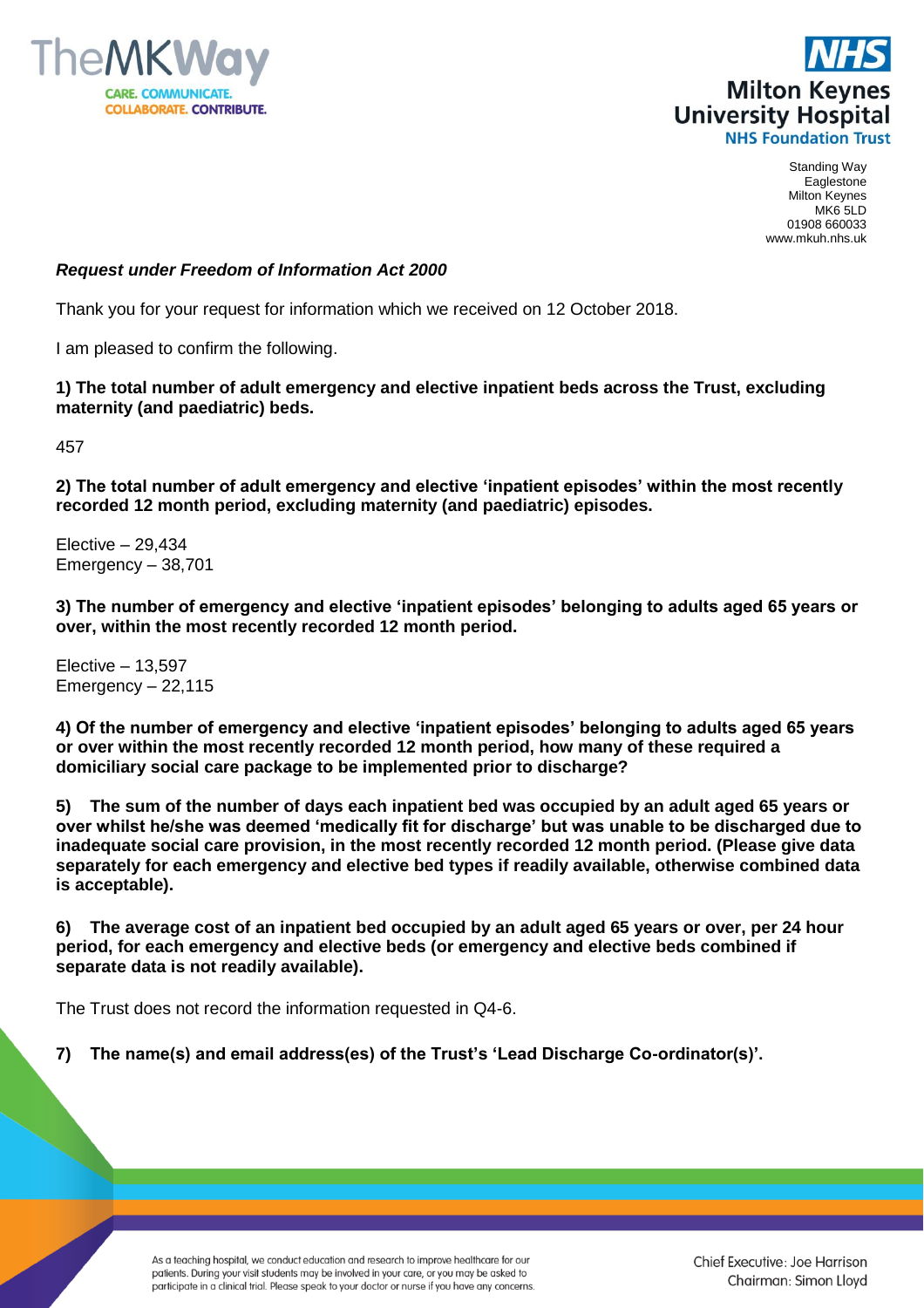Standing Way
Eaglestone
Milton Keynes
MK6 5LD
01908 660033
www.mkuh.nhs.uk

***Request under Freedom of Information Act 2000***

Thank you for your request for information which we received on 12 October 2018.

I am pleased to confirm the following.

**1) The total number of adult emergency and elective inpatient beds across the Trust, excluding maternity (and paediatric) beds.**

457

**2) The total number of adult emergency and elective 'inpatient episodes' within the most recently recorded 12 month period, excluding maternity (and paediatric) episodes.**

Elective – 29,434
Emergency – 38,701

**3) The number of emergency and elective 'inpatient episodes' belonging to adults aged 65 years or over, within the most recently recorded 12 month period.**

Elective – 13,597
Emergency – 22,115

**4) Of the number of emergency and elective 'inpatient episodes' belonging to adults aged 65 years or over within the most recently recorded 12 month period, how many of these required a domiciliary social care package to be implemented prior to discharge?**

**5) The sum of the number of days each inpatient bed was occupied by an adult aged 65 years or over whilst he/she was deemed 'medically fit for discharge' but was unable to be discharged due to inadequate social care provision, in the most recently recorded 12 month period. (Please give data separately for each emergency and elective bed types if readily available, otherwise combined data is acceptable).**

**6) The average cost of an inpatient bed occupied by an adult aged 65 years or over, per 24 hour period, for each emergency and elective beds (or emergency and elective beds combined if separate data is not readily available).**

The Trust does not record the information requested in Q4-6.

**7) The name(s) and email address(es) of the Trust's 'Lead Discharge Co-ordinator(s)'.**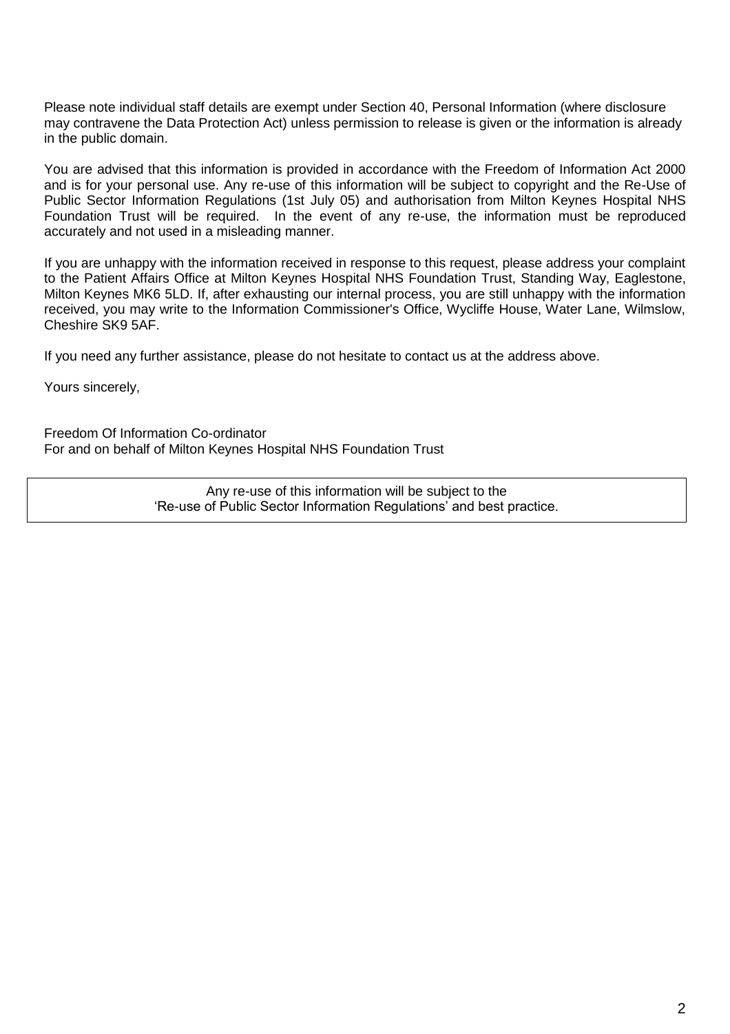Please note individual staff details are exempt under Section 40, Personal Information (where disclosure may contravene the Data Protection Act) unless permission to release is given or the information is already in the public domain.

You are advised that this information is provided in accordance with the Freedom of Information Act 2000 and is for your personal use. Any re-use of this information will be subject to copyright and the Re-Use of Public Sector Information Regulations (1st July 05) and authorisation from Milton Keynes Hospital NHS Foundation Trust will be required. In the event of any re-use, the information must be reproduced accurately and not used in a misleading manner.

If you are unhappy with the information received in response to this request, please address your complaint to the Patient Affairs Office at Milton Keynes Hospital NHS Foundation Trust, Standing Way, Eaglestone, Milton Keynes MK6 5LD. If, after exhausting our internal process, you are still unhappy with the information received, you may write to the Information Commissioner's Office, Wycliffe House, Water Lane, Wilmslow, Cheshire SK9 5AF.

If you need any further assistance, please do not hesitate to contact us at the address above.

Yours sincerely,

Freedom Of Information Co-ordinator
For and on behalf of Milton Keynes Hospital NHS Foundation Trust

Any re-use of this information will be subject to the
'Re-use of Public Sector Information Regulations' and best practice.